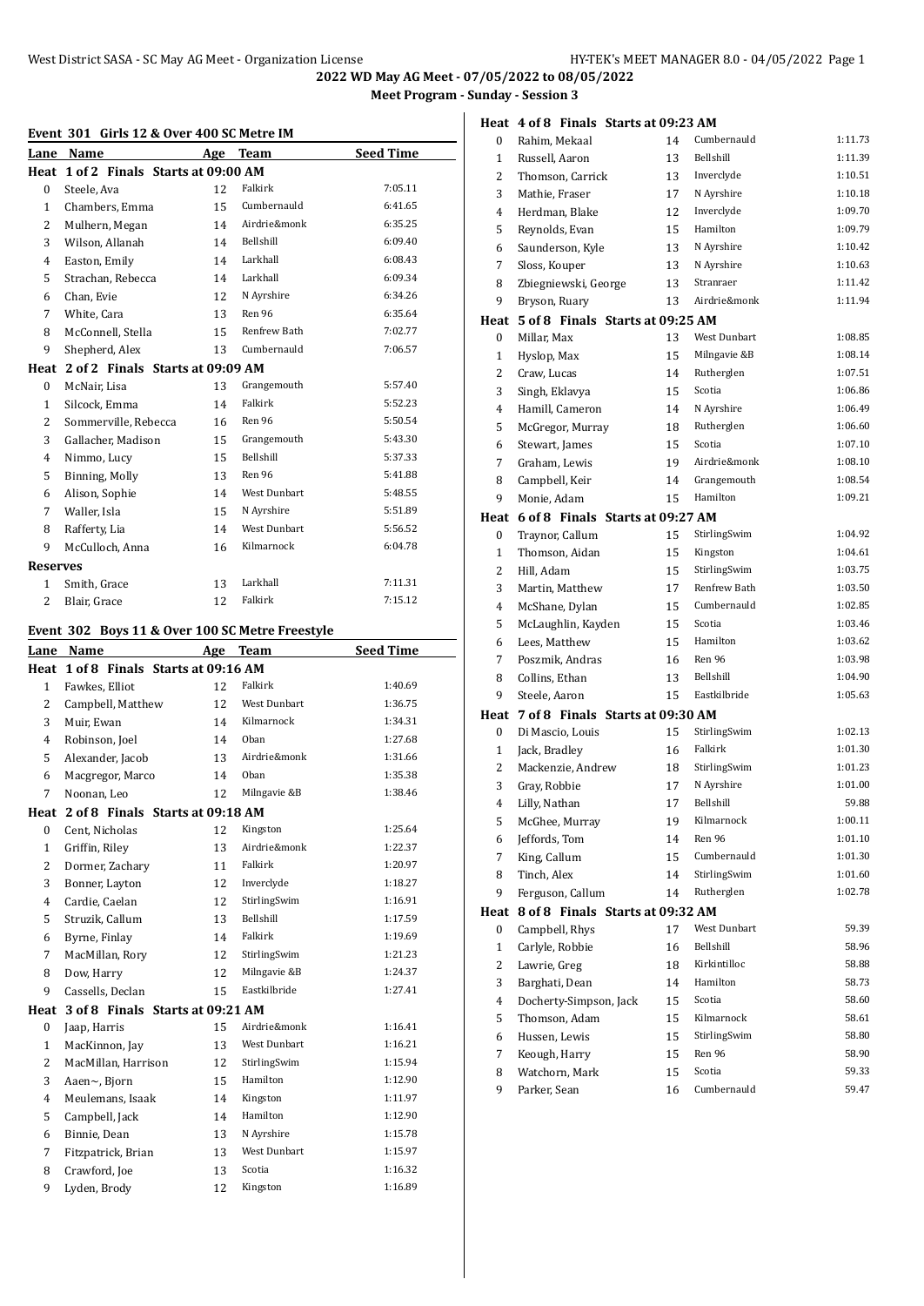## 2022 WD May AG Meet - 07/05/2022 to 08/05/2022

### Meet Program - Sunday - Session 3

### Event 301 Girls 12 & Over 400 SC Metre IM

| Lane | Name | Age | Team | Seed Time |
|---|---|---|---|---|
| **Heat 1 of 2 Finals Starts at 09:00 AM** | | | | |
| 0 | Steele, Ava | 12 | Falkirk | 7:05.11 |
| 1 | Chambers, Emma | 15 | Cumbernauld | 6:41.65 |
| 2 | Mulhern, Megan | 14 | Airdrie&monk | 6:35.25 |
| 3 | Wilson, Allanah | 14 | Bellshill | 6:09.40 |
| 4 | Easton, Emily | 14 | Larkhall | 6:08.43 |
| 5 | Strachan, Rebecca | 14 | Larkhall | 6:09.34 |
| 6 | Chan, Evie | 12 | N Ayrshire | 6:34.26 |
| 7 | White, Cara | 13 | Ren 96 | 6:35.64 |
| 8 | McConnell, Stella | 15 | Renfrew Bath | 7:02.77 |
| 9 | Shepherd, Alex | 13 | Cumbernauld | 7:06.57 |
| **Heat 2 of 2 Finals Starts at 09:09 AM** | | | | |
| 0 | McNair, Lisa | 13 | Grangemouth | 5:57.40 |
| 1 | Silcock, Emma | 14 | Falkirk | 5:52.23 |
| 2 | Sommerville, Rebecca | 16 | Ren 96 | 5:50.54 |
| 3 | Gallacher, Madison | 15 | Grangemouth | 5:43.30 |
| 4 | Nimmo, Lucy | 15 | Bellshill | 5:37.33 |
| 5 | Binning, Molly | 13 | Ren 96 | 5:41.88 |
| 6 | Alison, Sophie | 14 | West Dunbart | 5:48.55 |
| 7 | Waller, Isla | 15 | N Ayrshire | 5:51.89 |
| 8 | Rafferty, Lia | 14 | West Dunbart | 5:56.52 |
| 9 | McCulloch, Anna | 16 | Kilmarnock | 6:04.78 |
| **Reserves** | | | | |
| 1 | Smith, Grace | 13 | Larkhall | 7:11.31 |
| 2 | Blair, Grace | 12 | Falkirk | 7:15.12 |

### Event 302 Boys 11 & Over 100 SC Metre Freestyle

| Lane | Name | Age | Team | Seed Time |
|---|---|---|---|---|
| **Heat 1 of 8 Finals Starts at 09:16 AM** | | | | |
| 1 | Fawkes, Elliot | 12 | Falkirk | 1:40.69 |
| 2 | Campbell, Matthew | 12 | West Dunbart | 1:36.75 |
| 3 | Muir, Ewan | 14 | Kilmarnock | 1:34.31 |
| 4 | Robinson, Joel | 14 | Oban | 1:27.68 |
| 5 | Alexander, Jacob | 13 | Airdrie&monk | 1:31.66 |
| 6 | Macgregor, Marco | 14 | Oban | 1:35.38 |
| 7 | Noonan, Leo | 12 | Milngavie &B | 1:38.46 |
| **Heat 2 of 8 Finals Starts at 09:18 AM** | | | | |
| 0 | Cent, Nicholas | 12 | Kingston | 1:25.64 |
| 1 | Griffin, Riley | 13 | Airdrie&monk | 1:22.37 |
| 2 | Dormer, Zachary | 11 | Falkirk | 1:20.97 |
| 3 | Bonner, Layton | 12 | Inverclyde | 1:18.27 |
| 4 | Cardie, Caelan | 12 | StirlingSwim | 1:16.91 |
| 5 | Struzik, Callum | 13 | Bellshill | 1:17.59 |
| 6 | Byrne, Finlay | 14 | Falkirk | 1:19.69 |
| 7 | MacMillan, Rory | 12 | StirlingSwim | 1:21.23 |
| 8 | Dow, Harry | 12 | Milngavie &B | 1:24.37 |
| 9 | Cassells, Declan | 15 | Eastkilbride | 1:27.41 |
| **Heat 3 of 8 Finals Starts at 09:21 AM** | | | | |
| 0 | Jaap, Harris | 15 | Airdrie&monk | 1:16.41 |
| 1 | MacKinnon, Jay | 13 | West Dunbart | 1:16.21 |
| 2 | MacMillan, Harrison | 12 | StirlingSwim | 1:15.94 |
| 3 | Aaen~, Bjorn | 15 | Hamilton | 1:12.90 |
| 4 | Meulemans, Isaak | 14 | Kingston | 1:11.97 |
| 5 | Campbell, Jack | 14 | Hamilton | 1:12.90 |
| 6 | Binnie, Dean | 13 | N Ayrshire | 1:15.78 |
| 7 | Fitzpatrick, Brian | 13 | West Dunbart | 1:15.97 |
| 8 | Crawford, Joe | 13 | Scotia | 1:16.32 |
| 9 | Lyden, Brody | 12 | Kingston | 1:16.89 |
| **Heat 4 of 8 Finals Starts at 09:23 AM** | | | | |
| 0 | Rahim, Mekaal | 14 | Cumbernauld | 1:11.73 |
| 1 | Russell, Aaron | 13 | Bellshill | 1:11.39 |
| 2 | Thomson, Carrick | 13 | Inverclyde | 1:10.51 |
| 3 | Mathie, Fraser | 17 | N Ayrshire | 1:10.18 |
| 4 | Herdman, Blake | 12 | Inverclyde | 1:09.70 |
| 5 | Reynolds, Evan | 15 | Hamilton | 1:09.79 |
| 6 | Saunderson, Kyle | 13 | N Ayrshire | 1:10.42 |
| 7 | Sloss, Kouper | 13 | N Ayrshire | 1:10.63 |
| 8 | Zbiegniewski, George | 13 | Stranraer | 1:11.42 |
| 9 | Bryson, Ruary | 13 | Airdrie&monk | 1:11.94 |
| **Heat 5 of 8 Finals Starts at 09:25 AM** | | | | |
| 0 | Millar, Max | 13 | West Dunbart | 1:08.85 |
| 1 | Hyslop, Max | 15 | Milngavie &B | 1:08.14 |
| 2 | Craw, Lucas | 14 | Rutherglen | 1:07.51 |
| 3 | Singh, Eklavya | 15 | Scotia | 1:06.86 |
| 4 | Hamill, Cameron | 14 | N Ayrshire | 1:06.49 |
| 5 | McGregor, Murray | 18 | Rutherglen | 1:06.60 |
| 6 | Stewart, James | 15 | Scotia | 1:07.10 |
| 7 | Graham, Lewis | 19 | Airdrie&monk | 1:08.10 |
| 8 | Campbell, Keir | 14 | Grangemouth | 1:08.54 |
| 9 | Monie, Adam | 15 | Hamilton | 1:09.21 |
| **Heat 6 of 8 Finals Starts at 09:27 AM** | | | | |
| 0 | Traynor, Callum | 15 | StirlingSwim | 1:04.92 |
| 1 | Thomson, Aidan | 15 | Kingston | 1:04.61 |
| 2 | Hill, Adam | 15 | StirlingSwim | 1:03.75 |
| 3 | Martin, Matthew | 17 | Renfrew Bath | 1:03.50 |
| 4 | McShane, Dylan | 15 | Cumbernauld | 1:02.85 |
| 5 | McLaughlin, Kayden | 15 | Scotia | 1:03.46 |
| 6 | Lees, Matthew | 15 | Hamilton | 1:03.62 |
| 7 | Poszmik, Andras | 16 | Ren 96 | 1:03.98 |
| 8 | Collins, Ethan | 13 | Bellshill | 1:04.90 |
| 9 | Steele, Aaron | 15 | Eastkilbride | 1:05.63 |
| **Heat 7 of 8 Finals Starts at 09:30 AM** | | | | |
| 0 | Di Mascio, Louis | 15 | StirlingSwim | 1:02.13 |
| 1 | Jack, Bradley | 16 | Falkirk | 1:01.30 |
| 2 | Mackenzie, Andrew | 18 | StirlingSwim | 1:01.23 |
| 3 | Gray, Robbie | 17 | N Ayrshire | 1:01.00 |
| 4 | Lilly, Nathan | 17 | Bellshill | 59.88 |
| 5 | McGhee, Murray | 19 | Kilmarnock | 1:00.11 |
| 6 | Jeffords, Tom | 14 | Ren 96 | 1:01.10 |
| 7 | King, Callum | 15 | Cumbernauld | 1:01.30 |
| 8 | Tinch, Alex | 14 | StirlingSwim | 1:01.60 |
| 9 | Ferguson, Callum | 14 | Rutherglen | 1:02.78 |
| **Heat 8 of 8 Finals Starts at 09:32 AM** | | | | |
| 0 | Campbell, Rhys | 17 | West Dunbart | 59.39 |
| 1 | Carlyle, Robbie | 16 | Bellshill | 58.96 |
| 2 | Lawrie, Greg | 18 | Kirkintilloc | 58.88 |
| 3 | Barghati, Dean | 14 | Hamilton | 58.73 |
| 4 | Docherty-Simpson, Jack | 15 | Scotia | 58.60 |
| 5 | Thomson, Adam | 15 | Kilmarnock | 58.61 |
| 6 | Hussen, Lewis | 15 | StirlingSwim | 58.80 |
| 7 | Keough, Harry | 15 | Ren 96 | 58.90 |
| 8 | Watchorn, Mark | 15 | Scotia | 59.33 |
| 9 | Parker, Sean | 16 | Cumbernauld | 59.47 |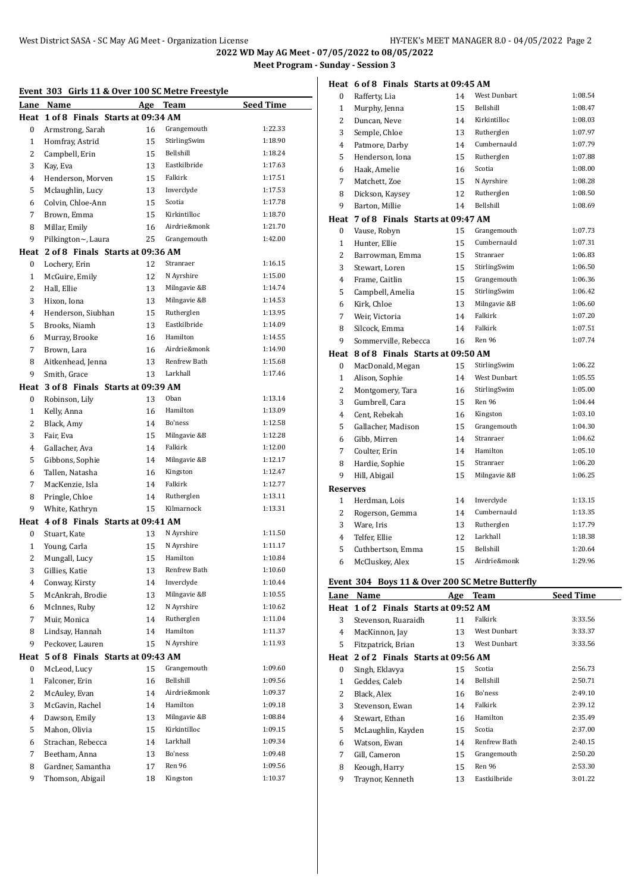**2022 WD May AG Meet - 07/05/2022 to 08/05/2022**

**Meet Program - Sunday - Session 3**

### Event 303 Girls 11 & Over 100 SC Metre Freestyle

| Lane | Name | Age | Team | Seed Time |
|---|---|---|---|---|
| **Heat 1 of 8 Finals Starts at 09:34 AM** | | | | |
| 0 | Armstrong, Sarah | 16 | Grangemouth | 1:22.33 |
| 1 | Homfray, Astrid | 15 | StirlingSwim | 1:18.90 |
| 2 | Campbell, Erin | 15 | Bellshill | 1:18.24 |
| 3 | Kay, Eva | 13 | Eastkilbride | 1:17.63 |
| 4 | Henderson, Morven | 15 | Falkirk | 1:17.51 |
| 5 | Mclaughlin, Lucy | 13 | Inverclyde | 1:17.53 |
| 6 | Colvin, Chloe-Ann | 15 | Scotia | 1:17.78 |
| 7 | Brown, Emma | 15 | Kirkintilloc | 1:18.70 |
| 8 | Millar, Emily | 16 | Airdrie&monk | 1:21.70 |
| 9 | Pilkington~, Laura | 25 | Grangemouth | 1:42.00 |
| **Heat 2 of 8 Finals Starts at 09:36 AM** | | | | |
| 0 | Lochery, Erin | 12 | Stranraer | 1:16.15 |
| 1 | McGuire, Emily | 12 | N Ayrshire | 1:15.00 |
| 2 | Hall, Ellie | 13 | Milngavie &B | 1:14.74 |
| 3 | Hixon, Iona | 13 | Milngavie &B | 1:14.53 |
| 4 | Henderson, Siubhan | 15 | Rutherglen | 1:13.95 |
| 5 | Brooks, Niamh | 13 | Eastkilbride | 1:14.09 |
| 6 | Murray, Brooke | 16 | Hamilton | 1:14.55 |
| 7 | Brown, Lara | 16 | Airdrie&monk | 1:14.90 |
| 8 | Aitkenhead, Jenna | 13 | Renfrew Bath | 1:15.68 |
| 9 | Smith, Grace | 13 | Larkhall | 1:17.46 |
| **Heat 3 of 8 Finals Starts at 09:39 AM** | | | | |
| 0 | Robinson, Lily | 13 | Oban | 1:13.14 |
| 1 | Kelly, Anna | 16 | Hamilton | 1:13.09 |
| 2 | Black, Amy | 14 | Bo'ness | 1:12.58 |
| 3 | Fair, Eva | 15 | Milngavie &B | 1:12.28 |
| 4 | Gallacher, Ava | 14 | Falkirk | 1:12.00 |
| 5 | Gibbons, Sophie | 14 | Milngavie &B | 1:12.17 |
| 6 | Tallen, Natasha | 16 | Kingston | 1:12.47 |
| 7 | MacKenzie, Isla | 14 | Falkirk | 1:12.77 |
| 8 | Pringle, Chloe | 14 | Rutherglen | 1:13.11 |
| 9 | White, Kathryn | 15 | Kilmarnock | 1:13.31 |
| **Heat 4 of 8 Finals Starts at 09:41 AM** | | | | |
| 0 | Stuart, Kate | 13 | N Ayrshire | 1:11.50 |
| 1 | Young, Carla | 15 | N Ayrshire | 1:11.17 |
| 2 | Mungall, Lucy | 15 | Hamilton | 1:10.84 |
| 3 | Gillies, Katie | 13 | Renfrew Bath | 1:10.60 |
| 4 | Conway, Kirsty | 14 | Inverclyde | 1:10.44 |
| 5 | McAnkrah, Brodie | 13 | Milngavie &B | 1:10.55 |
| 6 | McInnes, Ruby | 12 | N Ayrshire | 1:10.62 |
| 7 | Muir, Monica | 14 | Rutherglen | 1:11.04 |
| 8 | Lindsay, Hannah | 14 | Hamilton | 1:11.37 |
| 9 | Peckover, Lauren | 15 | N Ayrshire | 1:11.93 |
| **Heat 5 of 8 Finals Starts at 09:43 AM** | | | | |
| 0 | McLeod, Lucy | 15 | Grangemouth | 1:09.60 |
| 1 | Falconer, Erin | 16 | Bellshill | 1:09.56 |
| 2 | McAuley, Evan | 14 | Airdrie&monk | 1:09.37 |
| 3 | McGavin, Rachel | 14 | Hamilton | 1:09.18 |
| 4 | Dawson, Emily | 13 | Milngavie &B | 1:08.84 |
| 5 | Mahon, Olivia | 15 | Kirkintilloc | 1:09.15 |
| 6 | Strachan, Rebecca | 14 | Larkhall | 1:09.34 |
| 7 | Beetham, Anna | 13 | Bo'ness | 1:09.48 |
| 8 | Gardner, Samantha | 17 | Ren 96 | 1:09.56 |
| 9 | Thomson, Abigail | 18 | Kingston | 1:10.37 |
| **Heat 6 of 8 Finals Starts at 09:45 AM** | | | | |
| 0 | Rafferty, Lia | 14 | West Dunbart | 1:08.54 |
| 1 | Murphy, Jenna | 15 | Bellshill | 1:08.47 |
| 2 | Duncan, Neve | 14 | Kirkintilloc | 1:08.03 |
| 3 | Semple, Chloe | 13 | Rutherglen | 1:07.97 |
| 4 | Patmore, Darby | 14 | Cumbernauld | 1:07.79 |
| 5 | Henderson, Iona | 15 | Rutherglen | 1:07.88 |
| 6 | Haak, Amelie | 16 | Scotia | 1:08.00 |
| 7 | Matchett, Zoe | 15 | N Ayrshire | 1:08.28 |
| 8 | Dickson, Kaysey | 12 | Rutherglen | 1:08.50 |
| 9 | Barton, Millie | 14 | Bellshill | 1:08.69 |
| **Heat 7 of 8 Finals Starts at 09:47 AM** | | | | |
| 0 | Vause, Robyn | 15 | Grangemouth | 1:07.73 |
| 1 | Hunter, Ellie | 15 | Cumbernauld | 1:07.31 |
| 2 | Barrowman, Emma | 15 | Stranraer | 1:06.83 |
| 3 | Stewart, Loren | 15 | StirlingSwim | 1:06.50 |
| 4 | Frame, Caitlin | 15 | Grangemouth | 1:06.36 |
| 5 | Campbell, Amelia | 15 | StirlingSwim | 1:06.42 |
| 6 | Kirk, Chloe | 13 | Milngavie &B | 1:06.60 |
| 7 | Weir, Victoria | 14 | Falkirk | 1:07.20 |
| 8 | Silcock, Emma | 14 | Falkirk | 1:07.51 |
| 9 | Sommerville, Rebecca | 16 | Ren 96 | 1:07.74 |
| **Heat 8 of 8 Finals Starts at 09:50 AM** | | | | |
| 0 | MacDonald, Megan | 15 | StirlingSwim | 1:06.22 |
| 1 | Alison, Sophie | 14 | West Dunbart | 1:05.55 |
| 2 | Montgomery, Tara | 16 | StirlingSwim | 1:05.00 |
| 3 | Gumbrell, Cara | 15 | Ren 96 | 1:04.44 |
| 4 | Cent, Rebekah | 16 | Kingston | 1:03.10 |
| 5 | Gallacher, Madison | 15 | Grangemouth | 1:04.30 |
| 6 | Gibb, Mirren | 14 | Stranraer | 1:04.62 |
| 7 | Coulter, Erin | 14 | Hamilton | 1:05.10 |
| 8 | Hardie, Sophie | 15 | Stranraer | 1:06.20 |
| 9 | Hill, Abigail | 15 | Milngavie &B | 1:06.25 |
| **Reserves** | | | | |
| 1 | Herdman, Lois | 14 | Inverclyde | 1:13.15 |
| 2 | Rogerson, Gemma | 14 | Cumbernauld | 1:13.35 |
| 3 | Ware, Iris | 13 | Rutherglen | 1:17.79 |
| 4 | Telfer, Ellie | 12 | Larkhall | 1:18.38 |
| 5 | Cuthbertson, Emma | 15 | Bellshill | 1:20.64 |
| 6 | McCluskey, Alex | 15 | Airdrie&monk | 1:29.96 |

### Event 304 Boys 11 & Over 200 SC Metre Butterfly

| Lane | Name | Age | Team | Seed Time |
|---|---|---|---|---|
| **Heat 1 of 2 Finals Starts at 09:52 AM** | | | | |
| 3 | Stevenson, Ruaraidh | 11 | Falkirk | 3:33.56 |
| 4 | MacKinnon, Jay | 13 | West Dunbart | 3:33.37 |
| 5 | Fitzpatrick, Brian | 13 | West Dunbart | 3:33.56 |
| **Heat 2 of 2 Finals Starts at 09:56 AM** | | | | |
| 0 | Singh, Eklavya | 15 | Scotia | 2:56.73 |
| 1 | Geddes, Caleb | 14 | Bellshill | 2:50.71 |
| 2 | Black, Alex | 16 | Bo'ness | 2:49.10 |
| 3 | Stevenson, Ewan | 14 | Falkirk | 2:39.12 |
| 4 | Stewart, Ethan | 16 | Hamilton | 2:35.49 |
| 5 | McLaughlin, Kayden | 15 | Scotia | 2:37.00 |
| 6 | Watson, Ewan | 14 | Renfrew Bath | 2:40.15 |
| 7 | Gill, Cameron | 15 | Grangemouth | 2:50.20 |
| 8 | Keough, Harry | 15 | Ren 96 | 2:53.30 |
| 9 | Traynor, Kenneth | 13 | Eastkilbride | 3:01.22 |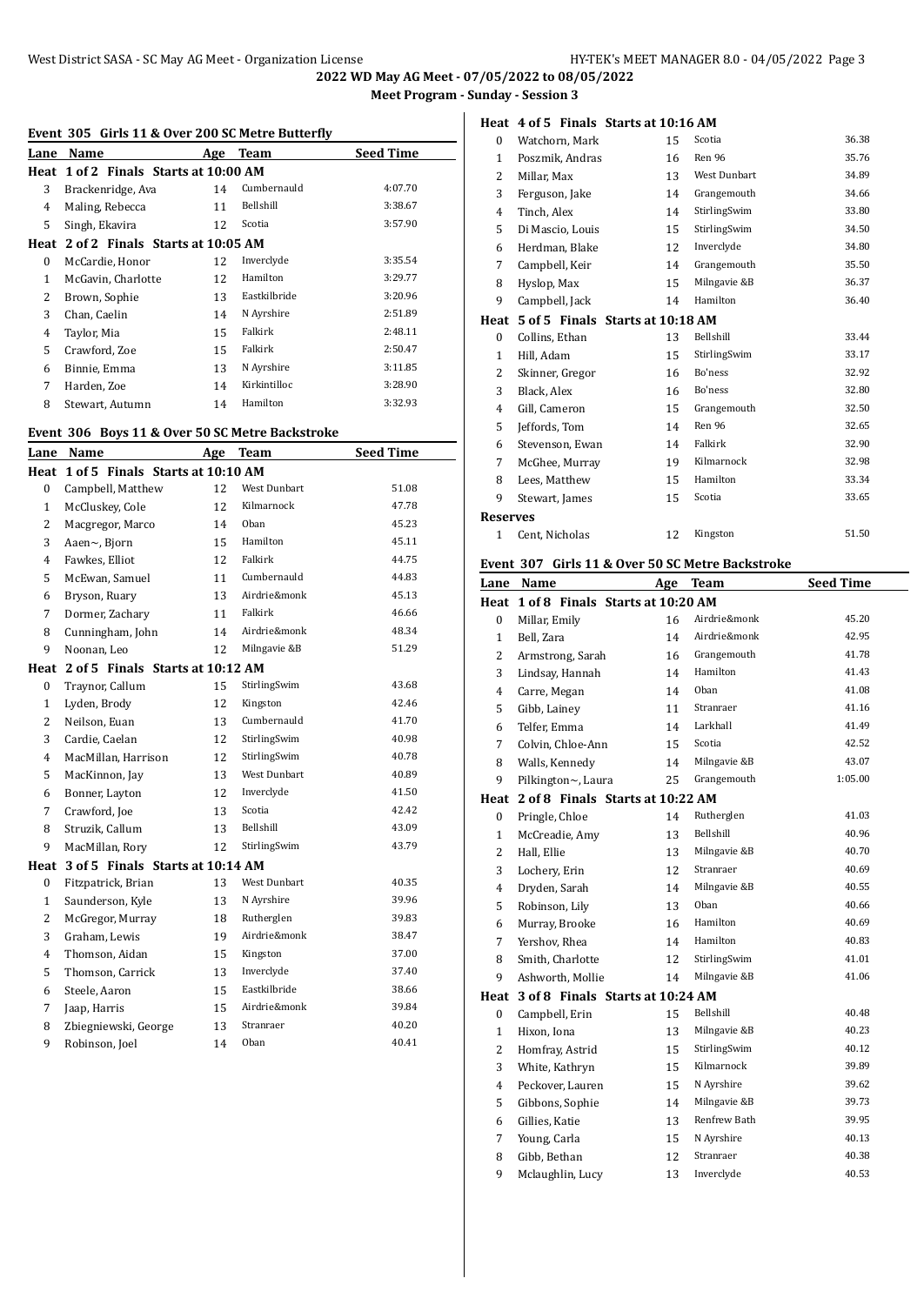## 2022 WD May AG Meet - 07/05/2022 to 08/05/2022

### Meet Program - Sunday - Session 3

#### Event 305 Girls 11 & Over 200 SC Metre Butterfly

| Lane | Name | Age | Team | Seed Time |
|---|---|---|---|---|
| **Heat 1 of 2 Finals Starts at 10:00 AM** | | | | |
| 3 | Brackenridge, Ava | 14 | Cumbernauld | 4:07.70 |
| 4 | Maling, Rebecca | 11 | Bellshill | 3:38.67 |
| 5 | Singh, Ekavira | 12 | Scotia | 3:57.90 |
| **Heat 2 of 2 Finals Starts at 10:05 AM** | | | | |
| 0 | McCardie, Honor | 12 | Inverclyde | 3:35.54 |
| 1 | McGavin, Charlotte | 12 | Hamilton | 3:29.77 |
| 2 | Brown, Sophie | 13 | Eastkilbride | 3:20.96 |
| 3 | Chan, Caelin | 14 | N Ayrshire | 2:51.89 |
| 4 | Taylor, Mia | 15 | Falkirk | 2:48.11 |
| 5 | Crawford, Zoe | 15 | Falkirk | 2:50.47 |
| 6 | Binnie, Emma | 13 | N Ayrshire | 3:11.85 |
| 7 | Harden, Zoe | 14 | Kirkintilloc | 3:28.90 |
| 8 | Stewart, Autumn | 14 | Hamilton | 3:32.93 |

#### Event 306 Boys 11 & Over 50 SC Metre Backstroke

| Lane | Name | Age | Team | Seed Time |
|---|---|---|---|---|
| **Heat 1 of 5 Finals Starts at 10:10 AM** | | | | |
| 0 | Campbell, Matthew | 12 | West Dunbart | 51.08 |
| 1 | McCluskey, Cole | 12 | Kilmarnock | 47.78 |
| 2 | Macgregor, Marco | 14 | Oban | 45.23 |
| 3 | Aaen~, Bjorn | 15 | Hamilton | 45.11 |
| 4 | Fawkes, Elliot | 12 | Falkirk | 44.75 |
| 5 | McEwan, Samuel | 11 | Cumbernauld | 44.83 |
| 6 | Bryson, Ruary | 13 | Airdrie&monk | 45.13 |
| 7 | Dormer, Zachary | 11 | Falkirk | 46.66 |
| 8 | Cunningham, John | 14 | Airdrie&monk | 48.34 |
| 9 | Noonan, Leo | 12 | Milngavie &B | 51.29 |
| **Heat 2 of 5 Finals Starts at 10:12 AM** | | | | |
| 0 | Traynor, Callum | 15 | StirlingSwim | 43.68 |
| 1 | Lyden, Brody | 12 | Kingston | 42.46 |
| 2 | Neilson, Euan | 13 | Cumbernauld | 41.70 |
| 3 | Cardie, Caelan | 12 | StirlingSwim | 40.98 |
| 4 | MacMillan, Harrison | 12 | StirlingSwim | 40.78 |
| 5 | MacKinnon, Jay | 13 | West Dunbart | 40.89 |
| 6 | Bonner, Layton | 12 | Inverclyde | 41.50 |
| 7 | Crawford, Joe | 13 | Scotia | 42.42 |
| 8 | Struzik, Callum | 13 | Bellshill | 43.09 |
| 9 | MacMillan, Rory | 12 | StirlingSwim | 43.79 |
| **Heat 3 of 5 Finals Starts at 10:14 AM** | | | | |
| 0 | Fitzpatrick, Brian | 13 | West Dunbart | 40.35 |
| 1 | Saunderson, Kyle | 13 | N Ayrshire | 39.96 |
| 2 | McGregor, Murray | 18 | Rutherglen | 39.83 |
| 3 | Graham, Lewis | 19 | Airdrie&monk | 38.47 |
| 4 | Thomson, Aidan | 15 | Kingston | 37.00 |
| 5 | Thomson, Carrick | 13 | Inverclyde | 37.40 |
| 6 | Steele, Aaron | 15 | Eastkilbride | 38.66 |
| 7 | Jaap, Harris | 15 | Airdrie&monk | 39.84 |
| 8 | Zbiegniewski, George | 13 | Stranraer | 40.20 |
| 9 | Robinson, Joel | 14 | Oban | 40.41 |
| **Heat 4 of 5 Finals Starts at 10:16 AM** | | | | |
| 0 | Watchorn, Mark | 15 | Scotia | 36.38 |
| 1 | Poszmik, Andras | 16 | Ren 96 | 35.76 |
| 2 | Millar, Max | 13 | West Dunbart | 34.89 |
| 3 | Ferguson, Jake | 14 | Grangemouth | 34.66 |
| 4 | Tinch, Alex | 14 | StirlingSwim | 33.80 |
| 5 | Di Mascio, Louis | 15 | StirlingSwim | 34.50 |
| 6 | Herdman, Blake | 12 | Inverclyde | 34.80 |
| 7 | Campbell, Keir | 14 | Grangemouth | 35.50 |
| 8 | Hyslop, Max | 15 | Milngavie &B | 36.37 |
| 9 | Campbell, Jack | 14 | Hamilton | 36.40 |
| **Heat 5 of 5 Finals Starts at 10:18 AM** | | | | |
| 0 | Collins, Ethan | 13 | Bellshill | 33.44 |
| 1 | Hill, Adam | 15 | StirlingSwim | 33.17 |
| 2 | Skinner, Gregor | 16 | Bo'ness | 32.92 |
| 3 | Black, Alex | 16 | Bo'ness | 32.80 |
| 4 | Gill, Cameron | 15 | Grangemouth | 32.50 |
| 5 | Jeffords, Tom | 14 | Ren 96 | 32.65 |
| 6 | Stevenson, Ewan | 14 | Falkirk | 32.90 |
| 7 | McGhee, Murray | 19 | Kilmarnock | 32.98 |
| 8 | Lees, Matthew | 15 | Hamilton | 33.34 |
| 9 | Stewart, James | 15 | Scotia | 33.65 |
| **Reserves** | | | | |
| 1 | Cent, Nicholas | 12 | Kingston | 51.50 |

#### Event 307 Girls 11 & Over 50 SC Metre Backstroke

| Lane | Name | Age | Team | Seed Time |
|---|---|---|---|---|
| **Heat 1 of 8 Finals Starts at 10:20 AM** | | | | |
| 0 | Millar, Emily | 16 | Airdrie&monk | 45.20 |
| 1 | Bell, Zara | 14 | Airdrie&monk | 42.95 |
| 2 | Armstrong, Sarah | 16 | Grangemouth | 41.78 |
| 3 | Lindsay, Hannah | 14 | Hamilton | 41.43 |
| 4 | Carre, Megan | 14 | Oban | 41.08 |
| 5 | Gibb, Lainey | 11 | Stranraer | 41.16 |
| 6 | Telfer, Emma | 14 | Larkhall | 41.49 |
| 7 | Colvin, Chloe-Ann | 15 | Scotia | 42.52 |
| 8 | Walls, Kennedy | 14 | Milngavie &B | 43.07 |
| 9 | Pilkington~, Laura | 25 | Grangemouth | 1:05.00 |
| **Heat 2 of 8 Finals Starts at 10:22 AM** | | | | |
| 0 | Pringle, Chloe | 14 | Rutherglen | 41.03 |
| 1 | McCreadie, Amy | 13 | Bellshill | 40.96 |
| 2 | Hall, Ellie | 13 | Milngavie &B | 40.70 |
| 3 | Lochery, Erin | 12 | Stranraer | 40.69 |
| 4 | Dryden, Sarah | 14 | Milngavie &B | 40.55 |
| 5 | Robinson, Lily | 13 | Oban | 40.66 |
| 6 | Murray, Brooke | 16 | Hamilton | 40.69 |
| 7 | Yershov, Rhea | 14 | Hamilton | 40.83 |
| 8 | Smith, Charlotte | 12 | StirlingSwim | 41.01 |
| 9 | Ashworth, Mollie | 14 | Milngavie &B | 41.06 |
| **Heat 3 of 8 Finals Starts at 10:24 AM** | | | | |
| 0 | Campbell, Erin | 15 | Bellshill | 40.48 |
| 1 | Hixon, Iona | 13 | Milngavie &B | 40.23 |
| 2 | Homfray, Astrid | 15 | StirlingSwim | 40.12 |
| 3 | White, Kathryn | 15 | Kilmarnock | 39.89 |
| 4 | Peckover, Lauren | 15 | N Ayrshire | 39.62 |
| 5 | Gibbons, Sophie | 14 | Milngavie &B | 39.73 |
| 6 | Gillies, Katie | 13 | Renfrew Bath | 39.95 |
| 7 | Young, Carla | 15 | N Ayrshire | 40.13 |
| 8 | Gibb, Bethan | 12 | Stranraer | 40.38 |
| 9 | Mclaughlin, Lucy | 13 | Inverclyde | 40.53 |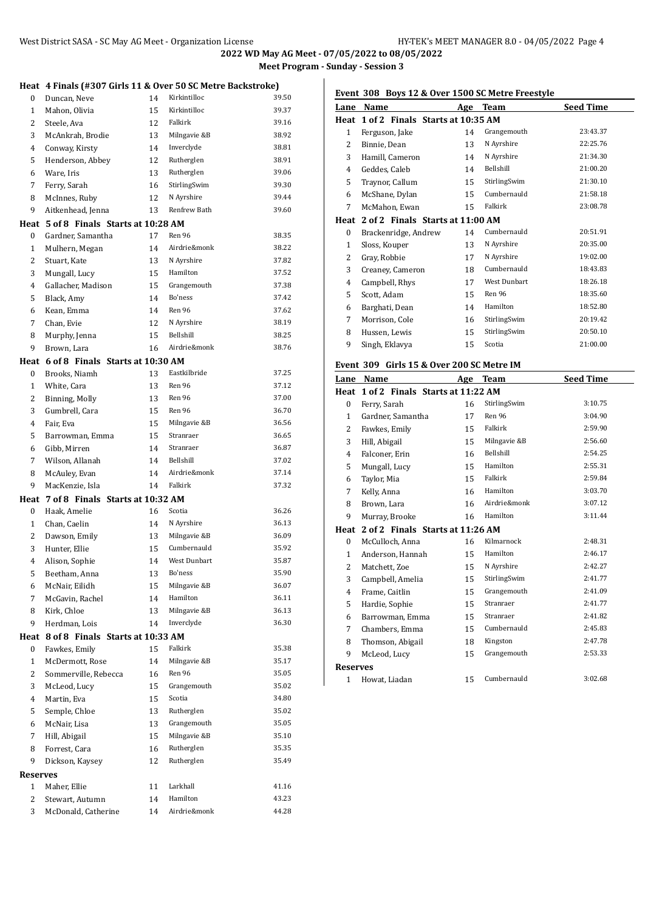**2022 WD May AG Meet - 07/05/2022 to 08/05/2022**

**Meet Program - Sunday - Session 3**

### Heat 4 Finals (#307 Girls 11 & Over 50 SC Metre Backstroke)

| Lane | Name | Age | Team | Seed Time |
|---|---|---|---|---|
| 0 | Duncan, Neve | 14 | Kirkintilloc | 39.50 |
| 1 | Mahon, Olivia | 15 | Kirkintilloc | 39.37 |
| 2 | Steele, Ava | 12 | Falkirk | 39.16 |
| 3 | McAnkrah, Brodie | 13 | Milngavie &B | 38.92 |
| 4 | Conway, Kirsty | 14 | Inverclyde | 38.81 |
| 5 | Henderson, Abbey | 12 | Rutherglen | 38.91 |
| 6 | Ware, Iris | 13 | Rutherglen | 39.06 |
| 7 | Ferry, Sarah | 16 | StirlingSwim | 39.30 |
| 8 | McInnes, Ruby | 12 | N Ayrshire | 39.44 |
| 9 | Aitkenhead, Jenna | 13 | Renfrew Bath | 39.60 |
| **Heat 5 of 8 Finals Starts at 10:28 AM** | | | | |
| 0 | Gardner, Samantha | 17 | Ren 96 | 38.35 |
| 1 | Mulhern, Megan | 14 | Airdrie&monk | 38.22 |
| 2 | Stuart, Kate | 13 | N Ayrshire | 37.82 |
| 3 | Mungall, Lucy | 15 | Hamilton | 37.52 |
| 4 | Gallacher, Madison | 15 | Grangemouth | 37.38 |
| 5 | Black, Amy | 14 | Bo'ness | 37.42 |
| 6 | Kean, Emma | 14 | Ren 96 | 37.62 |
| 7 | Chan, Evie | 12 | N Ayrshire | 38.19 |
| 8 | Murphy, Jenna | 15 | Bellshill | 38.25 |
| 9 | Brown, Lara | 16 | Airdrie&monk | 38.76 |
| **Heat 6 of 8 Finals Starts at 10:30 AM** | | | | |
| 0 | Brooks, Niamh | 13 | Eastkilbride | 37.25 |
| 1 | White, Cara | 13 | Ren 96 | 37.12 |
| 2 | Binning, Molly | 13 | Ren 96 | 37.00 |
| 3 | Gumbrell, Cara | 15 | Ren 96 | 36.70 |
| 4 | Fair, Eva | 15 | Milngavie &B | 36.56 |
| 5 | Barrowman, Emma | 15 | Stranraer | 36.65 |
| 6 | Gibb, Mirren | 14 | Stranraer | 36.87 |
| 7 | Wilson, Allanah | 14 | Bellshill | 37.02 |
| 8 | McAuley, Evan | 14 | Airdrie&monk | 37.14 |
| 9 | MacKenzie, Isla | 14 | Falkirk | 37.32 |
| **Heat 7 of 8 Finals Starts at 10:32 AM** | | | | |
| 0 | Haak, Amelie | 16 | Scotia | 36.26 |
| 1 | Chan, Caelin | 14 | N Ayrshire | 36.13 |
| 2 | Dawson, Emily | 13 | Milngavie &B | 36.09 |
| 3 | Hunter, Ellie | 15 | Cumbernauld | 35.92 |
| 4 | Alison, Sophie | 14 | West Dunbart | 35.87 |
| 5 | Beetham, Anna | 13 | Bo'ness | 35.90 |
| 6 | McNair, Eilidh | 15 | Milngavie &B | 36.07 |
| 7 | McGavin, Rachel | 14 | Hamilton | 36.11 |
| 8 | Kirk, Chloe | 13 | Milngavie &B | 36.13 |
| 9 | Herdman, Lois | 14 | Inverclyde | 36.30 |
| **Heat 8 of 8 Finals Starts at 10:33 AM** | | | | |
| 0 | Fawkes, Emily | 15 | Falkirk | 35.38 |
| 1 | McDermott, Rose | 14 | Milngavie &B | 35.17 |
| 2 | Sommerville, Rebecca | 16 | Ren 96 | 35.05 |
| 3 | McLeod, Lucy | 15 | Grangemouth | 35.02 |
| 4 | Martin, Eva | 15 | Scotia | 34.80 |
| 5 | Semple, Chloe | 13 | Rutherglen | 35.02 |
| 6 | McNair, Lisa | 13 | Grangemouth | 35.05 |
| 7 | Hill, Abigail | 15 | Milngavie &B | 35.10 |
| 8 | Forrest, Cara | 16 | Rutherglen | 35.35 |
| 9 | Dickson, Kaysey | 12 | Rutherglen | 35.49 |
| **Reserves** | | | | |
| 1 | Maher, Ellie | 11 | Larkhall | 41.16 |
| 2 | Stewart, Autumn | 14 | Hamilton | 43.23 |
| 3 | McDonald, Catherine | 14 | Airdrie&monk | 44.28 |

### Event 308 Boys 12 & Over 1500 SC Metre Freestyle

| Lane | Name | Age | Team | Seed Time |
|---|---|---|---|---|
| **Heat 1 of 2 Finals Starts at 10:35 AM** | | | | |
| 1 | Ferguson, Jake | 14 | Grangemouth | 23:43.37 |
| 2 | Binnie, Dean | 13 | N Ayrshire | 22:25.76 |
| 3 | Hamill, Cameron | 14 | N Ayrshire | 21:34.30 |
| 4 | Geddes, Caleb | 14 | Bellshill | 21:00.20 |
| 5 | Traynor, Callum | 15 | StirlingSwim | 21:30.10 |
| 6 | McShane, Dylan | 15 | Cumbernauld | 21:58.18 |
| 7 | McMahon, Ewan | 15 | Falkirk | 23:08.78 |
| **Heat 2 of 2 Finals Starts at 11:00 AM** | | | | |
| 0 | Brackenridge, Andrew | 14 | Cumbernauld | 20:51.91 |
| 1 | Sloss, Kouper | 13 | N Ayrshire | 20:35.00 |
| 2 | Gray, Robbie | 17 | N Ayrshire | 19:02.00 |
| 3 | Creaney, Cameron | 18 | Cumbernauld | 18:43.83 |
| 4 | Campbell, Rhys | 17 | West Dunbart | 18:26.18 |
| 5 | Scott, Adam | 15 | Ren 96 | 18:35.60 |
| 6 | Barghati, Dean | 14 | Hamilton | 18:52.80 |
| 7 | Morrison, Cole | 16 | StirlingSwim | 20:19.42 |
| 8 | Hussen, Lewis | 15 | StirlingSwim | 20:50.10 |
| 9 | Singh, Eklavya | 15 | Scotia | 21:00.00 |

### Event 309 Girls 15 & Over 200 SC Metre IM

| Lane | Name | Age | Team | Seed Time |
|---|---|---|---|---|
| **Heat 1 of 2 Finals Starts at 11:22 AM** | | | | |
| 0 | Ferry, Sarah | 16 | StirlingSwim | 3:10.75 |
| 1 | Gardner, Samantha | 17 | Ren 96 | 3:04.90 |
| 2 | Fawkes, Emily | 15 | Falkirk | 2:59.90 |
| 3 | Hill, Abigail | 15 | Milngavie &B | 2:56.60 |
| 4 | Falconer, Erin | 16 | Bellshill | 2:54.25 |
| 5 | Mungall, Lucy | 15 | Hamilton | 2:55.31 |
| 6 | Taylor, Mia | 15 | Falkirk | 2:59.84 |
| 7 | Kelly, Anna | 16 | Hamilton | 3:03.70 |
| 8 | Brown, Lara | 16 | Airdrie&monk | 3:07.12 |
| 9 | Murray, Brooke | 16 | Hamilton | 3:11.44 |
| **Heat 2 of 2 Finals Starts at 11:26 AM** | | | | |
| 0 | McCulloch, Anna | 16 | Kilmarnock | 2:48.31 |
| 1 | Anderson, Hannah | 15 | Hamilton | 2:46.17 |
| 2 | Matchett, Zoe | 15 | N Ayrshire | 2:42.27 |
| 3 | Campbell, Amelia | 15 | StirlingSwim | 2:41.77 |
| 4 | Frame, Caitlin | 15 | Grangemouth | 2:41.09 |
| 5 | Hardie, Sophie | 15 | Stranraer | 2:41.77 |
| 6 | Barrowman, Emma | 15 | Stranraer | 2:41.82 |
| 7 | Chambers, Emma | 15 | Cumbernauld | 2:45.83 |
| 8 | Thomson, Abigail | 18 | Kingston | 2:47.78 |
| 9 | McLeod, Lucy | 15 | Grangemouth | 2:53.33 |
| **Reserves** | | | | |
| 1 | Howat, Liadan | 15 | Cumbernauld | 3:02.68 |